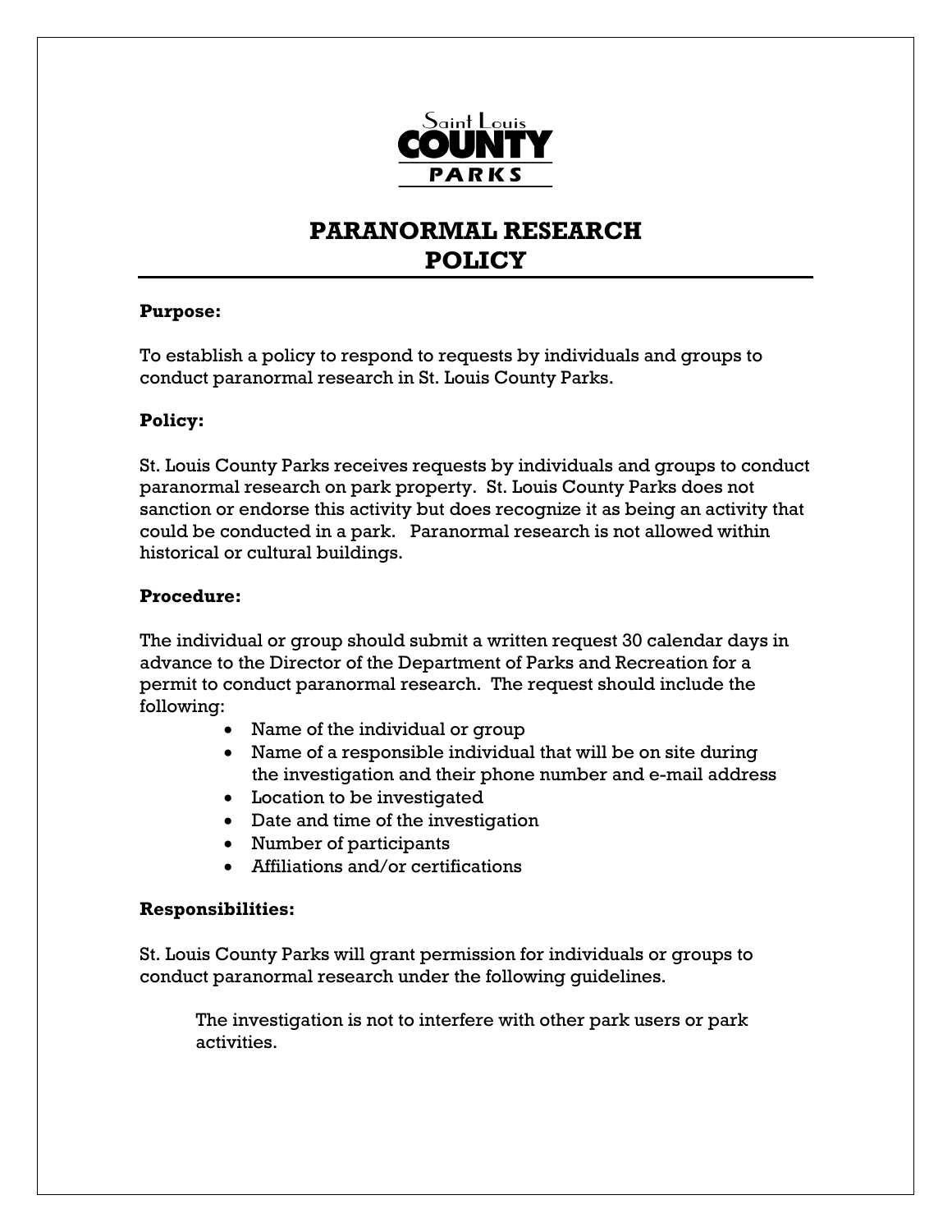Saint Louis **COUNTY** PARKS

# PARANORMAL RESEARCH POLICY

**Purpose:**

To establish a policy to respond to requests by individuals and groups to conduct paranormal research in St. Louis County Parks.

**Policy:**

St. Louis County Parks receives requests by individuals and groups to conduct paranormal research on park property. St. Louis County Parks does not sanction or endorse this activity but does recognize it as being an activity that could be conducted in a park. Paranormal research is not allowed within historical or cultural buildings.

**Procedure:**

The individual or group should submit a written request 30 calendar days in advance to the Director of the Department of Parks and Recreation for a permit to conduct paranormal research. The request should include the following:

- Name of the individual or group
- Name of a responsible individual that will be on site during the investigation and their phone number and e-mail address
- Location to be investigated
- Date and time of the investigation
- Number of participants
- Affiliations and/or certifications

**Responsibilities:**

St. Louis County Parks will grant permission for individuals or groups to conduct paranormal research under the following guidelines.

The investigation is not to interfere with other park users or park activities.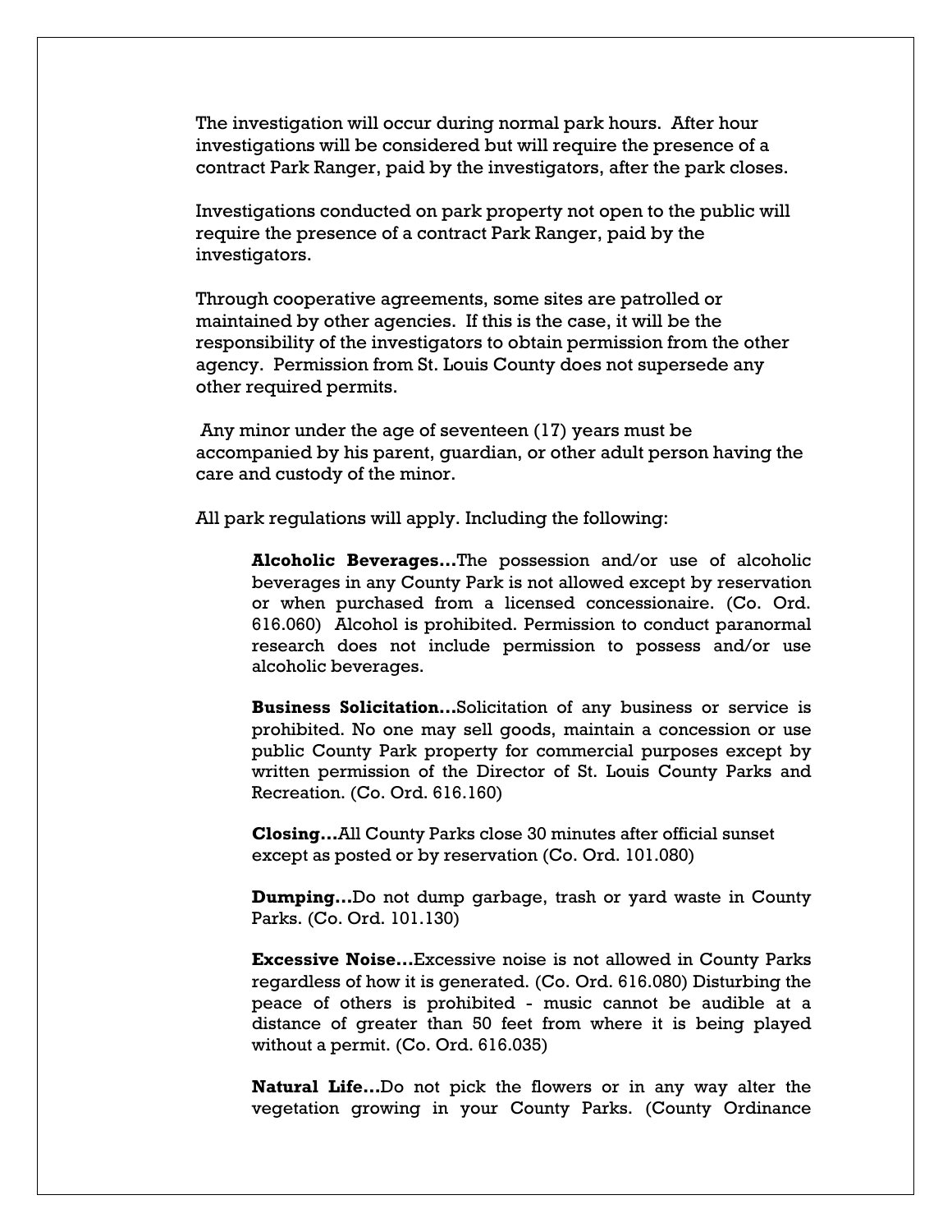The investigation will occur during normal park hours. After hour investigations will be considered but will require the presence of a contract Park Ranger, paid by the investigators, after the park closes.

Investigations conducted on park property not open to the public will require the presence of a contract Park Ranger, paid by the investigators.

Through cooperative agreements, some sites are patrolled or maintained by other agencies. If this is the case, it will be the responsibility of the investigators to obtain permission from the other agency. Permission from St. Louis County does not supersede any other required permits.

Any minor under the age of seventeen (17) years must be accompanied by his parent, guardian, or other adult person having the care and custody of the minor.

All park regulations will apply. Including the following:

> **Alcoholic Beverages…**The possession and/or use of alcoholic beverages in any County Park is not allowed except by reservation or when purchased from a licensed concessionaire. (Co. Ord. 616.060) Alcohol is prohibited. Permission to conduct paranormal research does not include permission to possess and/or use alcoholic beverages.
>
> **Business Solicitation…**Solicitation of any business or service is prohibited. No one may sell goods, maintain a concession or use public County Park property for commercial purposes except by written permission of the Director of St. Louis County Parks and Recreation. (Co. Ord. 616.160)
>
> **Closing…**All County Parks close 30 minutes after official sunset except as posted or by reservation (Co. Ord. 101.080)
>
> **Dumping…**Do not dump garbage, trash or yard waste in County Parks. (Co. Ord. 101.130)
>
> **Excessive Noise…**Excessive noise is not allowed in County Parks regardless of how it is generated. (Co. Ord. 616.080) Disturbing the peace of others is prohibited - music cannot be audible at a distance of greater than 50 feet from where it is being played without a permit. (Co. Ord. 616.035)
>
> **Natural Life…**Do not pick the flowers or in any way alter the vegetation growing in your County Parks. (County Ordinance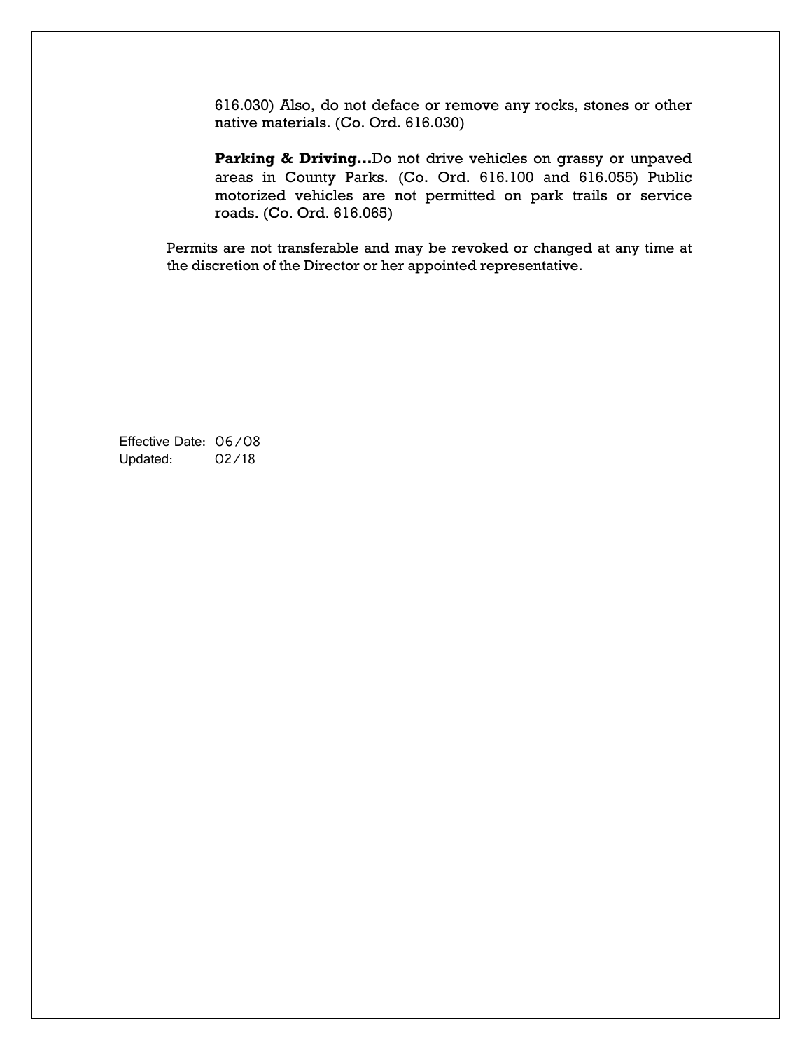616.030) Also, do not deface or remove any rocks, stones or other native materials. (Co. Ord. 616.030)

**Parking & Driving…**Do not drive vehicles on grassy or unpaved areas in County Parks. (Co. Ord. 616.100 and 616.055) Public motorized vehicles are not permitted on park trails or service roads. (Co. Ord. 616.065)

Permits are not transferable and may be revoked or changed at any time at the discretion of the Director or her appointed representative.

Effective Date: 06/08
Updated: 02/18